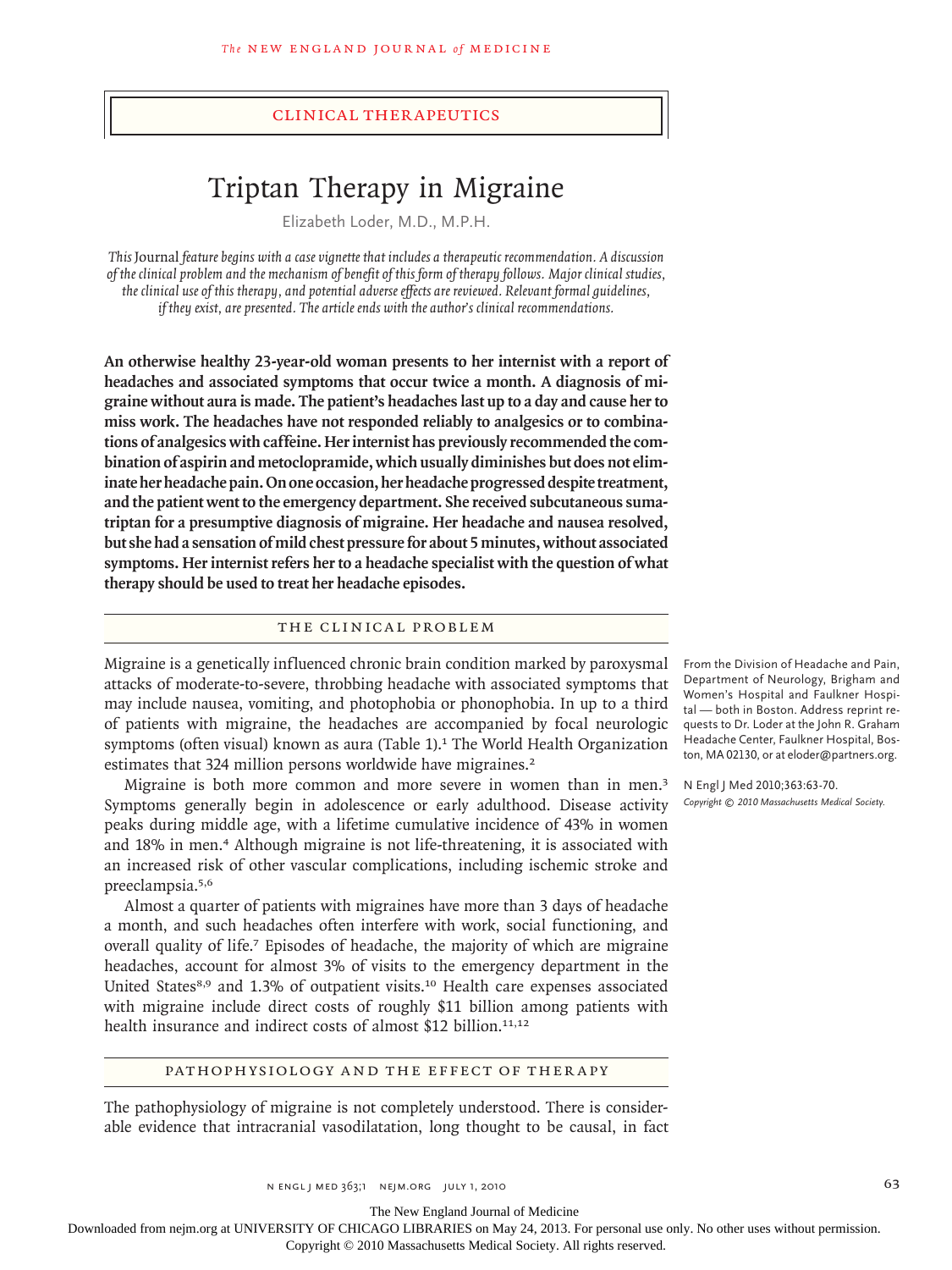CLINICAL THERAPEUTICS

# Triptan Therapy in Migraine

Elizabeth Loder, M.D., M.P.H.

*This* Journal *feature begins with a case vignette that includes a therapeutic recommendation. A discussion of the clinical problem and the mechanism of benefit of this form of therapy follows. Major clinical studies, the clinical use of this therapy, and potential adverse effects are reviewed. Relevant formal guidelines, if they exist, are presented. The article ends with the author's clinical recommendations.*

**An otherwise healthy 23-year-old woman presents to her internist with a report of headaches and associated symptoms that occur twice a month. A diagnosis of migraine without aura is made. The patient's headaches last up to a day and cause her to miss work. The headaches have not responded reliably to analgesics or to combinations of analgesics with caffeine. Her internist has previously recommended the combination of aspirin and metoclopramide, which usually diminishes but does not eliminate her headache pain. On one occasion, her headache progressed despite treatment, and the patient went to the emergency department. She received subcutaneous sumatriptan for a presumptive diagnosis of migraine. Her headache and nausea resolved, but she had a sensation of mild chest pressure for about 5 minutes, without associated symptoms. Her internist refers her to a headache specialist with the question of what therapy should be used to treat her headache episodes.**

## THE CLINICAL PROBLEM

Migraine is a genetically influenced chronic brain condition marked by paroxysmal attacks of moderate-to-severe, throbbing headache with associated symptoms that may include nausea, vomiting, and photophobia or phonophobia. In up to a third of patients with migraine, the headaches are accompanied by focal neurologic symptoms (often visual) known as aura (Table 1).[1] The World Health Organization estimates that 324 million persons worldwide have migraines.[2]

Migraine is both more common and more severe in women than in men.[3] Symptoms generally begin in adolescence or early adulthood. Disease activity peaks during middle age, with a lifetime cumulative incidence of 43% in women and 18% in men.[4] Although migraine is not life-threatening, it is associated with an increased risk of other vascular complications, including ischemic stroke and preeclampsia.[5,6]

Almost a quarter of patients with migraines have more than 3 days of headache a month, and such headaches often interfere with work, social functioning, and overall quality of life.[7] Episodes of headache, the majority of which are migraine headaches, account for almost 3% of visits to the emergency department in the United States[8,9] and 1.3% of outpatient visits.[10] Health care expenses associated with migraine include direct costs of roughly $11 billion among patients with health insurance and indirect costs of almost $12 billion.[11,12]

## PATHOPHYSIOLOGY AND THE EFFECT OF THERAPY

The pathophysiology of migraine is not completely understood. There is considerable evidence that intracranial vasodilatation, long thought to be causal, in fact

From the Division of Headache and Pain, Department of Neurology, Brigham and Women's Hospital and Faulkner Hospital — both in Boston. Address reprint requests to Dr. Loder at the John R. Graham Headache Center, Faulkner Hospital, Boston, MA 02130, or at eloder@partners.org.

N Engl J Med 2010;363:63-70.
*Copyright © 2010 Massachusetts Medical Society.*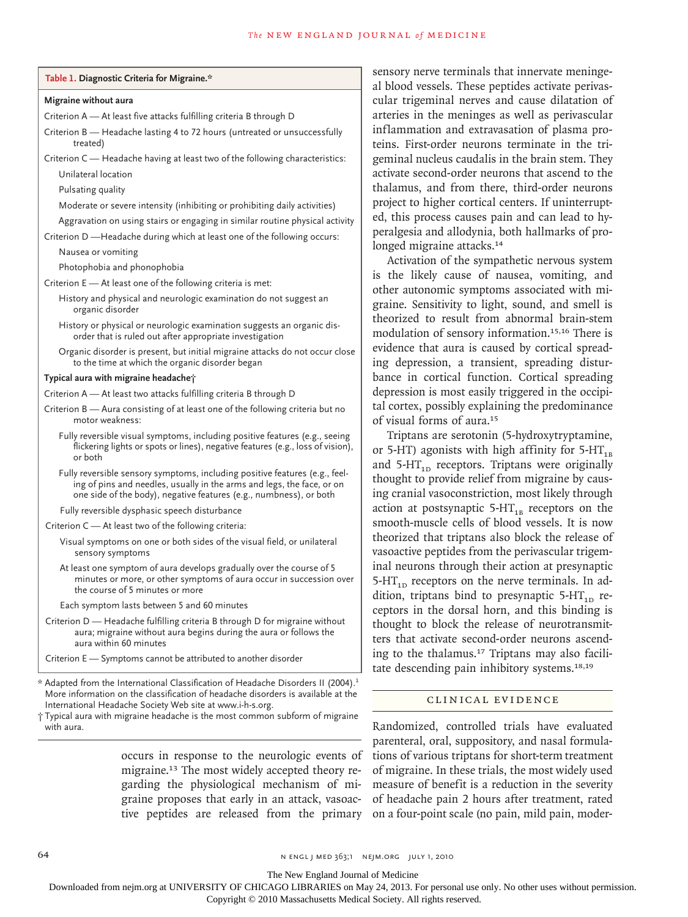**Table 1. Diagnostic Criteria for Migraine.***

| |
|---|
| **Migraine without aura** |
| Criterion A — At least five attacks fulfilling criteria B through D |
| Criterion B — Headache lasting 4 to 72 hours (untreated or unsuccessfully treated) |
| Criterion C — Headache having at least two of the following characteristics: |
| Unilateral location |
| Pulsating quality |
| Moderate or severe intensity (inhibiting or prohibiting daily activities) |
| Aggravation on using stairs or engaging in similar routine physical activity |
| Criterion D —Headache during which at least one of the following occurs: |
| Nausea or vomiting |
| Photophobia and phonophobia |
| Criterion E — At least one of the following criteria is met: |
| History and physical and neurologic examination do not suggest an organic disorder |
| History or physical or neurologic examination suggests an organic disorder that is ruled out after appropriate investigation |
| Organic disorder is present, but initial migraine attacks do not occur close to the time at which the organic disorder began |
| **Typical aura with migraine headache†** |
| Criterion A — At least two attacks fulfilling criteria B through D |
| Criterion B — Aura consisting of at least one of the following criteria but no motor weakness: |
| Fully reversible visual symptoms, including positive features (e.g., seeing flickering lights or spots or lines), negative features (e.g., loss of vision), or both |
| Fully reversible sensory symptoms, including positive features (e.g., feeling of pins and needles, usually in the arms and legs, the face, or on one side of the body), negative features (e.g., numbness), or both |
| Fully reversible dysphasic speech disturbance |
| Criterion C — At least two of the following criteria: |
| Visual symptoms on one or both sides of the visual field, or unilateral sensory symptoms |
| At least one symptom of aura develops gradually over the course of 5 minutes or more, or other symptoms of aura occur in succession over the course of 5 minutes or more |
| Each symptom lasts between 5 and 60 minutes |
| Criterion D — Headache fulfilling criteria B through D for migraine without aura; migraine without aura begins during the aura or follows the aura within 60 minutes |
| Criterion E — Symptoms cannot be attributed to another disorder |

\* Adapted from the International Classification of Headache Disorders II (2004).[1] More information on the classification of headache disorders is available at the International Headache Society Web site at www.i-h-s.org.

† Typical aura with migraine headache is the most common subform of migraine with aura.

occurs in response to the neurologic events of migraine.[13] The most widely accepted theory regarding the physiological mechanism of migraine proposes that early in an attack, vasoactive peptides are released from the primary sensory nerve terminals that innervate meningeal blood vessels. These peptides activate perivascular trigeminal nerves and cause dilatation of arteries in the meninges as well as perivascular inflammation and extravasation of plasma proteins. First-order neurons terminate in the trigeminal nucleus caudalis in the brain stem. They activate second-order neurons that ascend to the thalamus, and from there, third-order neurons project to higher cortical centers. If uninterrupted, this process causes pain and can lead to hyperalgesia and allodynia, both hallmarks of prolonged migraine attacks.[14]

Activation of the sympathetic nervous system is the likely cause of nausea, vomiting, and other autonomic symptoms associated with migraine. Sensitivity to light, sound, and smell is theorized to result from abnormal brain-stem modulation of sensory information.[15,16] There is evidence that aura is caused by cortical spreading depression, a transient, spreading disturbance in cortical function. Cortical spreading depression is most easily triggered in the occipital cortex, possibly explaining the predominance of visual forms of aura.[15]

Triptans are serotonin (5-hydroxytryptamine, or 5-HT) agonists with high affinity for $5\text{-HT}_{1B}$ and $5\text{-HT}_{1D}$ receptors. Triptans were originally thought to provide relief from migraine by causing cranial vasoconstriction, most likely through action at postsynaptic $5\text{-HT}_{1B}$ receptors on the smooth-muscle cells of blood vessels. It is now theorized that triptans also block the release of vasoactive peptides from the perivascular trigeminal neurons through their action at presynaptic $5\text{-HT}_{1D}$ receptors on the nerve terminals. In addition, triptans bind to presynaptic $5\text{-HT}_{1D}$ receptors in the dorsal horn, and this binding is thought to block the release of neurotransmitters that activate second-order neurons ascending to the thalamus.[17] Triptans may also facilitate descending pain inhibitory systems.[18,19]

## Clinical Evidence

Randomized, controlled trials have evaluated parenteral, oral, suppository, and nasal formulations of various triptans for short-term treatment of migraine. In these trials, the most widely used measure of benefit is a reduction in the severity of headache pain 2 hours after treatment, rated on a four-point scale (no pain, mild pain, moder-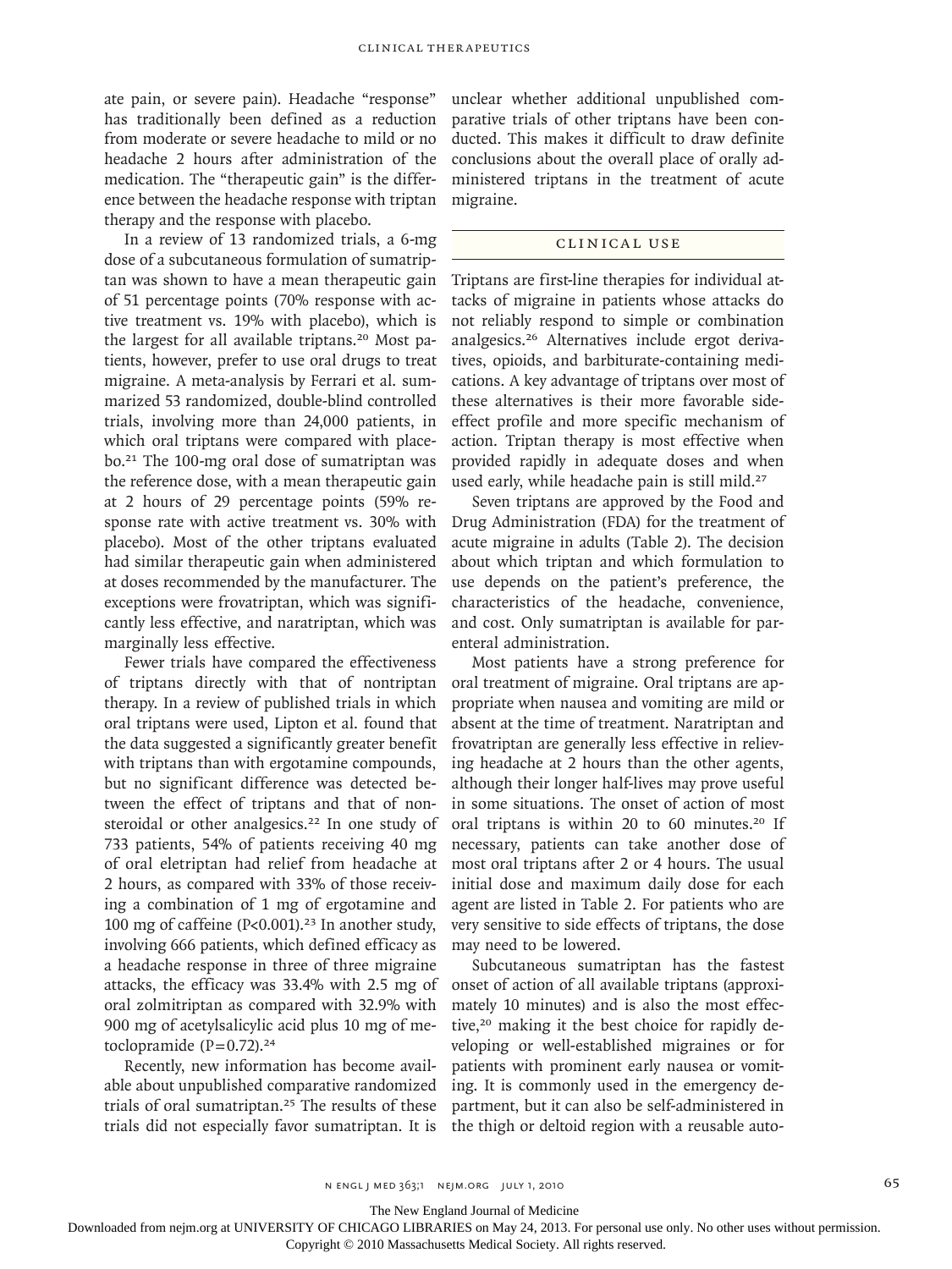ate pain, or severe pain). Headache "response" has traditionally been defined as a reduction from moderate or severe headache to mild or no headache 2 hours after administration of the medication. The "therapeutic gain" is the difference between the headache response with triptan therapy and the response with placebo.

In a review of 13 randomized trials, a 6-mg dose of a subcutaneous formulation of sumatriptan was shown to have a mean therapeutic gain of 51 percentage points (70% response with active treatment vs. 19% with placebo), which is the largest for all available triptans.[20] Most patients, however, prefer to use oral drugs to treat migraine. A meta-analysis by Ferrari et al. summarized 53 randomized, double-blind controlled trials, involving more than 24,000 patients, in which oral triptans were compared with placebo.[21] The 100-mg oral dose of sumatriptan was the reference dose, with a mean therapeutic gain at 2 hours of 29 percentage points (59% response rate with active treatment vs. 30% with placebo). Most of the other triptans evaluated had similar therapeutic gain when administered at doses recommended by the manufacturer. The exceptions were frovatriptan, which was significantly less effective, and naratriptan, which was marginally less effective.

Fewer trials have compared the effectiveness of triptans directly with that of nontriptan therapy. In a review of published trials in which oral triptans were used, Lipton et al. found that the data suggested a significantly greater benefit with triptans than with ergotamine compounds, but no significant difference was detected between the effect of triptans and that of nonsteroidal or other analgesics.[22] In one study of 733 patients, 54% of patients receiving 40 mg of oral eletriptan had relief from headache at 2 hours, as compared with 33% of those receiving a combination of 1 mg of ergotamine and 100 mg of caffeine ($P<0.001$).[23] In another study, involving 666 patients, which defined efficacy as a headache response in three of three migraine attacks, the efficacy was 33.4% with 2.5 mg of oral zolmitriptan as compared with 32.9% with 900 mg of acetylsalicylic acid plus 10 mg of metoclopramide ($P=0.72$).[24]

Recently, new information has become available about unpublished comparative randomized trials of oral sumatriptan.[25] The results of these trials did not especially favor sumatriptan. It is unclear whether additional unpublished comparative trials of other triptans have been conducted. This makes it difficult to draw definite conclusions about the overall place of orally administered triptans in the treatment of acute migraine.

## CLINICAL USE

Triptans are first-line therapies for individual attacks of migraine in patients whose attacks do not reliably respond to simple or combination analgesics.[26] Alternatives include ergot derivatives, opioids, and barbiturate-containing medications. A key advantage of triptans over most of these alternatives is their more favorable side-effect profile and more specific mechanism of action. Triptan therapy is most effective when provided rapidly in adequate doses and when used early, while headache pain is still mild.[27]

Seven triptans are approved by the Food and Drug Administration (FDA) for the treatment of acute migraine in adults (Table 2). The decision about which triptan and which formulation to use depends on the patient's preference, the characteristics of the headache, convenience, and cost. Only sumatriptan is available for parenteral administration.

Most patients have a strong preference for oral treatment of migraine. Oral triptans are appropriate when nausea and vomiting are mild or absent at the time of treatment. Naratriptan and frovatriptan are generally less effective in relieving headache at 2 hours than the other agents, although their longer half-lives may prove useful in some situations. The onset of action of most oral triptans is within 20 to 60 minutes.[20] If necessary, patients can take another dose of most oral triptans after 2 or 4 hours. The usual initial dose and maximum daily dose for each agent are listed in Table 2. For patients who are very sensitive to side effects of triptans, the dose may need to be lowered.

Subcutaneous sumatriptan has the fastest onset of action of all available triptans (approximately 10 minutes) and is also the most effective,[20] making it the best choice for rapidly developing or well-established migraines or for patients with prominent early nausea or vomiting. It is commonly used in the emergency department, but it can also be self-administered in the thigh or deltoid region with a reusable auto-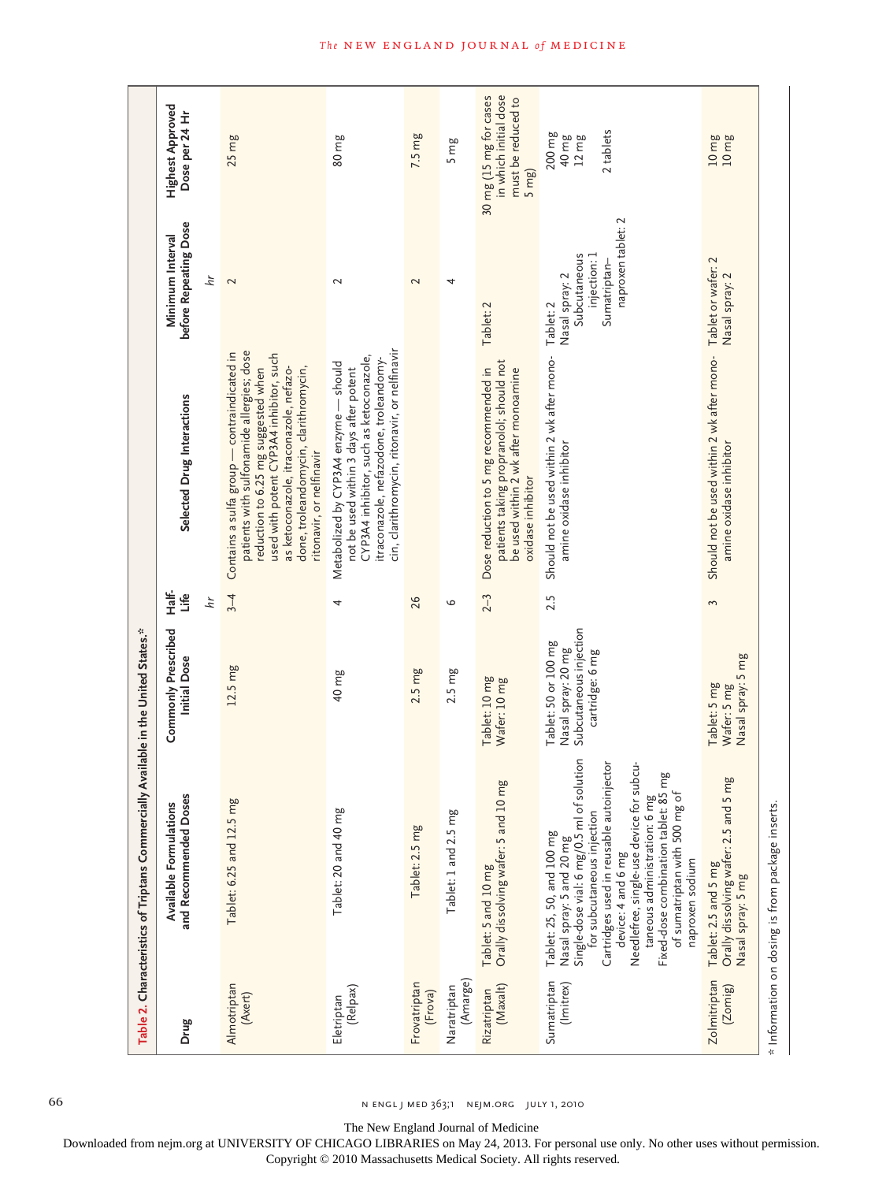**Table 2. Characteristics of Triptans Commercially Available in the United States.***

| Drug | Available Formulations and Recommended Doses | Commonly Prescribed Initial Dose | Half-Life (hr) | Selected Drug Interactions | Minimum Interval before Repeating Dose (hr) | Highest Approved Dose per 24 Hr |
|---|---|---|---|---|---|---|
| Almotriptan (Axert) | Tablet: 6.25 and 12.5 mg | 12.5 mg | 3–4 | Contains a sulfa group — contraindicated in patients with sulfonamide allergies; dose reduction to 6.25 mg suggested when used with potent CYP3A4 inhibitor, such as ketoconazole, itraconazole, nefazodone, troleandomycin, clarithromycin, ritonavir, or nelfinavir | 2 | 25 mg |
| Eletriptan (Relpax) | Tablet: 20 and 40 mg | 40 mg | 4 | Metabolized by CYP3A4 enzyme — should not be used within 3 days after potent CYP3A4 inhibitor, such as ketoconazole, itraconazole, nefazodone, troleandomycin, clarithromycin, ritonavir, or nelfinavir | 2 | 80 mg |
| Frovatriptan (Frova) | Tablet: 2.5 mg | 2.5 mg | 26 | | 2 | 7.5 mg |
| Naratriptan (Amarge) | Tablet: 1 and 2.5 mg | 2.5 mg | 6 | | 4 | 5 mg |
| Rizatriptan (Maxalt) | Tablet: 5 and 10 mg<br>Orally dissolving wafer: 5 and 10 mg | Tablet: 10 mg<br>Wafer: 10 mg | 2–3 | Dose reduction to 5 mg recommended in patients taking propranolol; should not be used within 2 wk after monoamine oxidase inhibitor | Tablet: 2 | 30 mg (15 mg for cases in which initial dose must be reduced to 5 mg) |
| Sumatriptan (Imitrex) | Tablet: 25, 50, and 100 mg<br>Nasal spray: 5 and 20 mg<br>Single-dose vial: 6 mg/0.5 ml of solution for subcutaneous injection<br>Cartridges used in reusable autoinjector device: 4 and 6 mg<br>Needlefree, single-use device for subcutaneous administration: 6 mg<br>Fixed-dose combination tablet: 85 mg of sumatriptan with 500 mg of naproxen sodium | Tablet: 50 or 100 mg<br>Nasal spray: 20 mg<br>Subcutaneous injection cartridge: 6 mg | 2.5 | Should not be used within 2 wk after monoamine oxidase inhibitor | Tablet: 2<br>Nasal spray: 2<br>Subcutaneous injection: 1<br>Sumatriptan–naproxen tablet: 2 | 200 mg<br>40 mg<br>12 mg<br>2 tablets |
| Zolmitriptan (Zomig) | Tablet: 2.5 and 5 mg<br>Orally dissolving wafer: 2.5 and 5 mg<br>Nasal spray: 5 mg | Tablet: 5 mg<br>Wafer: 5 mg<br>Nasal spray: 5 mg | 3 | Should not be used within 2 wk after monoamine oxidase inhibitor | Tablet or wafer: 2<br>Nasal spray: 2 | 10 mg<br>10 mg |

\* Information on dosing is from package inserts.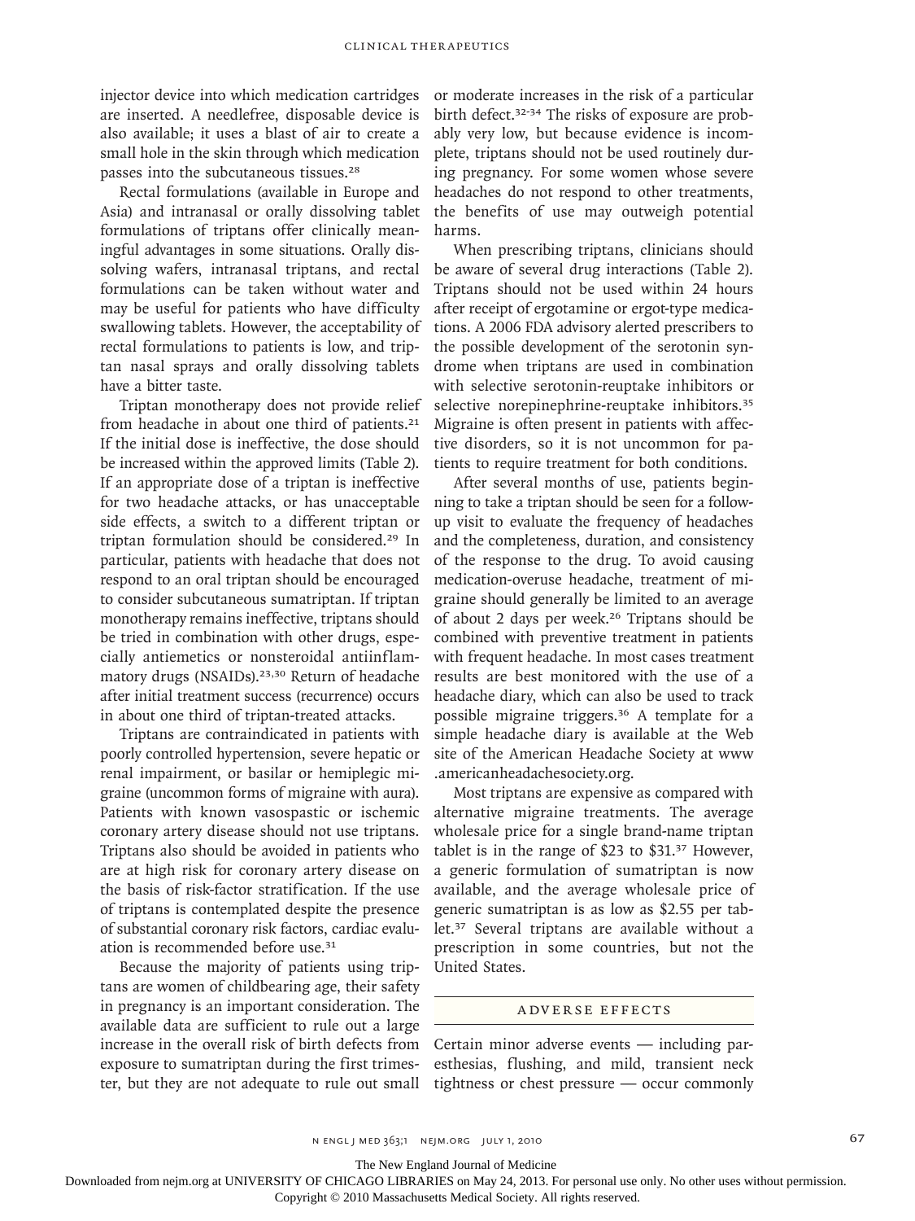injector device into which medication cartridges are inserted. A needlefree, disposable device is also available; it uses a blast of air to create a small hole in the skin through which medication passes into the subcutaneous tissues.[28]

Rectal formulations (available in Europe and Asia) and intranasal or orally dissolving tablet formulations of triptans offer clinically meaningful advantages in some situations. Orally dissolving wafers, intranasal triptans, and rectal formulations can be taken without water and may be useful for patients who have difficulty swallowing tablets. However, the acceptability of rectal formulations to patients is low, and triptan nasal sprays and orally dissolving tablets have a bitter taste.

Triptan monotherapy does not provide relief from headache in about one third of patients.[21] If the initial dose is ineffective, the dose should be increased within the approved limits (Table 2). If an appropriate dose of a triptan is ineffective for two headache attacks, or has unacceptable side effects, a switch to a different triptan or triptan formulation should be considered.[29] In particular, patients with headache that does not respond to an oral triptan should be encouraged to consider subcutaneous sumatriptan. If triptan monotherapy remains ineffective, triptans should be tried in combination with other drugs, especially antiemetics or nonsteroidal antiinflammatory drugs (NSAIDs).[23,30] Return of headache after initial treatment success (recurrence) occurs in about one third of triptan-treated attacks.

Triptans are contraindicated in patients with poorly controlled hypertension, severe hepatic or renal impairment, or basilar or hemiplegic migraine (uncommon forms of migraine with aura). Patients with known vasospastic or ischemic coronary artery disease should not use triptans. Triptans also should be avoided in patients who are at high risk for coronary artery disease on the basis of risk-factor stratification. If the use of triptans is contemplated despite the presence of substantial coronary risk factors, cardiac evaluation is recommended before use.[31]

Because the majority of patients using triptans are women of childbearing age, their safety in pregnancy is an important consideration. The available data are sufficient to rule out a large increase in the overall risk of birth defects from exposure to sumatriptan during the first trimester, but they are not adequate to rule out small or moderate increases in the risk of a particular birth defect.[32-34] The risks of exposure are probably very low, but because evidence is incomplete, triptans should not be used routinely during pregnancy. For some women whose severe headaches do not respond to other treatments, the benefits of use may outweigh potential harms.

When prescribing triptans, clinicians should be aware of several drug interactions (Table 2). Triptans should not be used within 24 hours after receipt of ergotamine or ergot-type medications. A 2006 FDA advisory alerted prescribers to the possible development of the serotonin syndrome when triptans are used in combination with selective serotonin-reuptake inhibitors or selective norepinephrine-reuptake inhibitors.[35] Migraine is often present in patients with affective disorders, so it is not uncommon for patients to require treatment for both conditions.

After several months of use, patients beginning to take a triptan should be seen for a followup visit to evaluate the frequency of headaches and the completeness, duration, and consistency of the response to the drug. To avoid causing medication-overuse headache, treatment of migraine should generally be limited to an average of about 2 days per week.[26] Triptans should be combined with preventive treatment in patients with frequent headache. In most cases treatment results are best monitored with the use of a headache diary, which can also be used to track possible migraine triggers.[36] A template for a simple headache diary is available at the Web site of the American Headache Society at www.americanheadachesociety.org.

Most triptans are expensive as compared with alternative migraine treatments. The average wholesale price for a single brand-name triptan tablet is in the range of $23 to $31.[37] However, a generic formulation of sumatriptan is now available, and the average wholesale price of generic sumatriptan is as low as $2.55 per tablet.[37] Several triptans are available without a prescription in some countries, but not the United States.

## ADVERSE EFFECTS

Certain minor adverse events — including paresthesias, flushing, and mild, transient neck tightness or chest pressure — occur commonly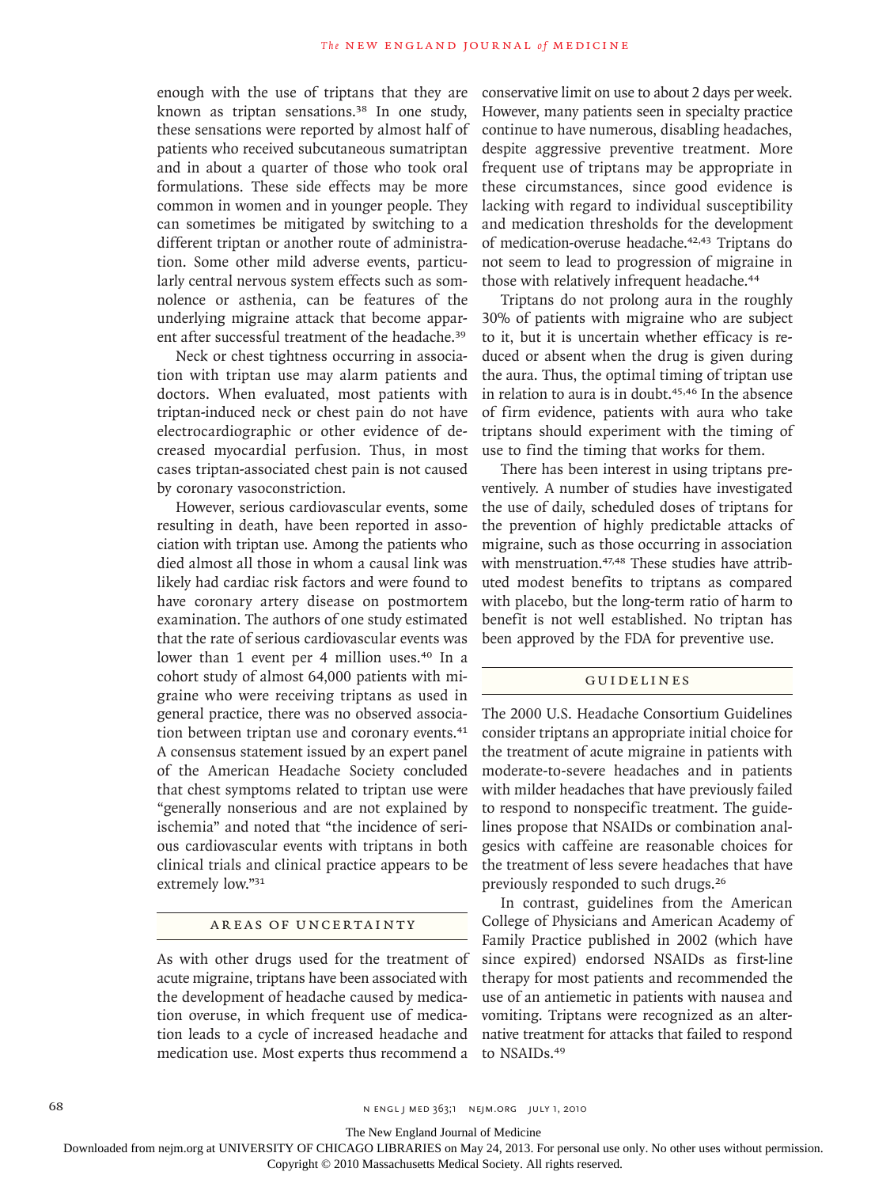enough with the use of triptans that they are known as triptan sensations.[38] In one study, these sensations were reported by almost half of patients who received subcutaneous sumatriptan and in about a quarter of those who took oral formulations. These side effects may be more common in women and in younger people. They can sometimes be mitigated by switching to a different triptan or another route of administration. Some other mild adverse events, particularly central nervous system effects such as somnolence or asthenia, can be features of the underlying migraine attack that become apparent after successful treatment of the headache.[39]

Neck or chest tightness occurring in association with triptan use may alarm patients and doctors. When evaluated, most patients with triptan-induced neck or chest pain do not have electrocardiographic or other evidence of decreased myocardial perfusion. Thus, in most cases triptan-associated chest pain is not caused by coronary vasoconstriction.

However, serious cardiovascular events, some resulting in death, have been reported in association with triptan use. Among the patients who died almost all those in whom a causal link was likely had cardiac risk factors and were found to have coronary artery disease on postmortem examination. The authors of one study estimated that the rate of serious cardiovascular events was lower than 1 event per 4 million uses.[40] In a cohort study of almost 64,000 patients with migraine who were receiving triptans as used in general practice, there was no observed association between triptan use and coronary events.[41] A consensus statement issued by an expert panel of the American Headache Society concluded that chest symptoms related to triptan use were "generally nonserious and are not explained by ischemia" and noted that "the incidence of serious cardiovascular events with triptans in both clinical trials and clinical practice appears to be extremely low."[31]

## AREAS OF UNCERTAINTY

As with other drugs used for the treatment of acute migraine, triptans have been associated with the development of headache caused by medication overuse, in which frequent use of medication leads to a cycle of increased headache and medication use. Most experts thus recommend a conservative limit on use to about 2 days per week. However, many patients seen in specialty practice continue to have numerous, disabling headaches, despite aggressive preventive treatment. More frequent use of triptans may be appropriate in these circumstances, since good evidence is lacking with regard to individual susceptibility and medication thresholds for the development of medication-overuse headache.[42,43] Triptans do not seem to lead to progression of migraine in those with relatively infrequent headache.[44]

Triptans do not prolong aura in the roughly 30% of patients with migraine who are subject to it, but it is uncertain whether efficacy is reduced or absent when the drug is given during the aura. Thus, the optimal timing of triptan use in relation to aura is in doubt.[45,46] In the absence of firm evidence, patients with aura who take triptans should experiment with the timing of use to find the timing that works for them.

There has been interest in using triptans preventively. A number of studies have investigated the use of daily, scheduled doses of triptans for the prevention of highly predictable attacks of migraine, such as those occurring in association with menstruation.[47,48] These studies have attributed modest benefits to triptans as compared with placebo, but the long-term ratio of harm to benefit is not well established. No triptan has been approved by the FDA for preventive use.

## GUIDELINES

The 2000 U.S. Headache Consortium Guidelines consider triptans an appropriate initial choice for the treatment of acute migraine in patients with moderate-to-severe headaches and in patients with milder headaches that have previously failed to respond to nonspecific treatment. The guidelines propose that NSAIDs or combination analgesics with caffeine are reasonable choices for the treatment of less severe headaches that have previously responded to such drugs.[26]

In contrast, guidelines from the American College of Physicians and American Academy of Family Practice published in 2002 (which have since expired) endorsed NSAIDs as first-line therapy for most patients and recommended the use of an antiemetic in patients with nausea and vomiting. Triptans were recognized as an alternative treatment for attacks that failed to respond to NSAIDs.[49]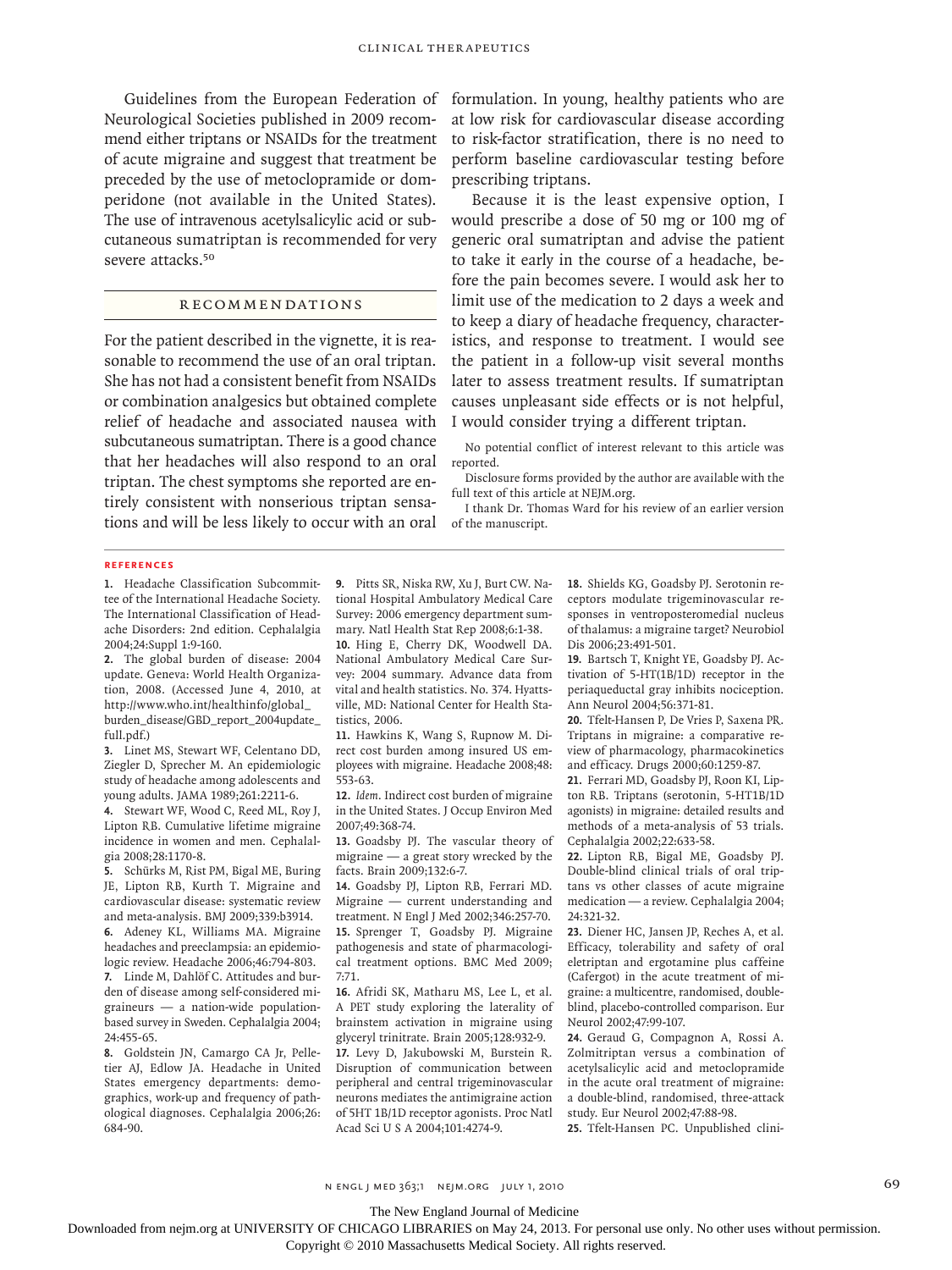Guidelines from the European Federation of Neurological Societies published in 2009 recommend either triptans or NSAIDs for the treatment of acute migraine and suggest that treatment be preceded by the use of metoclopramide or domperidone (not available in the United States). The use of intravenous acetylsalicylic acid or subcutaneous sumatriptan is recommended for very severe attacks.[50]

## RECOMMENDATIONS

For the patient described in the vignette, it is reasonable to recommend the use of an oral triptan. She has not had a consistent benefit from NSAIDs or combination analgesics but obtained complete relief of headache and associated nausea with subcutaneous sumatriptan. There is a good chance that her headaches will also respond to an oral triptan. The chest symptoms she reported are entirely consistent with nonserious triptan sensations and will be less likely to occur with an oral formulation. In young, healthy patients who are at low risk for cardiovascular disease according to risk-factor stratification, there is no need to perform baseline cardiovascular testing before prescribing triptans.

Because it is the least expensive option, I would prescribe a dose of 50 mg or 100 mg of generic oral sumatriptan and advise the patient to take it early in the course of a headache, before the pain becomes severe. I would ask her to limit use of the medication to 2 days a week and to keep a diary of headache frequency, characteristics, and response to treatment. I would see the patient in a follow-up visit several months later to assess treatment results. If sumatriptan causes unpleasant side effects or is not helpful, I would consider trying a different triptan.

No potential conflict of interest relevant to this article was reported.

Disclosure forms provided by the author are available with the full text of this article at NEJM.org.

I thank Dr. Thomas Ward for his review of an earlier version of the manuscript.

## REFERENCES

1. Headache Classification Subcommittee of the International Headache Society. The International Classification of Headache Disorders: 2nd edition. Cephalalgia 2004;24:Suppl 1:9-160.
2. The global burden of disease: 2004 update. Geneva: World Health Organization, 2008. (Accessed June 4, 2010, at http://www.who.int/healthinfo/global_burden_disease/GBD_report_2004update_full.pdf.)
3. Linet MS, Stewart WF, Celentano DD, Ziegler D, Sprecher M. An epidemiologic study of headache among adolescents and young adults. JAMA 1989;261:2211-6.
4. Stewart WF, Wood C, Reed ML, Roy J, Lipton RB. Cumulative lifetime migraine incidence in women and men. Cephalalgia 2008;28:1170-8.
5. Schürks M, Rist PM, Bigal ME, Buring JE, Lipton RB, Kurth T. Migraine and cardiovascular disease: systematic review and meta-analysis. BMJ 2009;339:b3914.
6. Adeney KL, Williams MA. Migraine headaches and preeclampsia: an epidemiologic review. Headache 2006;46:794-803.
7. Linde M, Dahlöf C. Attitudes and burden of disease among self-considered migraineurs — a nation-wide population-based survey in Sweden. Cephalalgia 2004;24:455-65.
8. Goldstein JN, Camargo CA Jr, Pelletier AJ, Edlow JA. Headache in United States emergency departments: demographics, work-up and frequency of pathological diagnoses. Cephalalgia 2006;26:684-90.
9. Pitts SR, Niska RW, Xu J, Burt CW. National Hospital Ambulatory Medical Care Survey: 2006 emergency department summary. Natl Health Stat Rep 2008;6:1-38.
10. Hing E, Cherry DK, Woodwell DA. National Ambulatory Medical Care Survey: 2004 summary. Advance data from vital and health statistics. No. 374. Hyattsville, MD: National Center for Health Statistics, 2006.
11. Hawkins K, Wang S, Rupnow M. Direct cost burden among insured US employees with migraine. Headache 2008;48:553-63.
12. *Idem*. Indirect cost burden of migraine in the United States. J Occup Environ Med 2007;49:368-74.
13. Goadsby PJ. The vascular theory of migraine — a great story wrecked by the facts. Brain 2009;132:6-7.
14. Goadsby PJ, Lipton RB, Ferrari MD. Migraine — current understanding and treatment. N Engl J Med 2002;346:257-70.
15. Sprenger T, Goadsby PJ. Migraine pathogenesis and state of pharmacological treatment options. BMC Med 2009;7:71.
16. Afridi SK, Matharu MS, Lee L, et al. A PET study exploring the laterality of brainstem activation in migraine using glyceryl trinitrate. Brain 2005;128:932-9.
17. Levy D, Jakubowski M, Burstein R. Disruption of communication between peripheral and central trigeminovascular neurons mediates the antimigraine action of 5HT 1B/1D receptor agonists. Proc Natl Acad Sci U S A 2004;101:4274-9.
18. Shields KG, Goadsby PJ. Serotonin receptors modulate trigeminovascular responses in ventroposteromedial nucleus of thalamus: a migraine target? Neurobiol Dis 2006;23:491-501.
19. Bartsch T, Knight YE, Goadsby PJ. Activation of 5-HT(1B/1D) receptor in the periaqueductal gray inhibits nociception. Ann Neurol 2004;56:371-81.
20. Tfelt-Hansen P, De Vries P, Saxena PR. Triptans in migraine: a comparative review of pharmacology, pharmacokinetics and efficacy. Drugs 2000;60:1259-87.
21. Ferrari MD, Goadsby PJ, Roon KI, Lipton RB. Triptans (serotonin, 5-HT1B/1D agonists) in migraine: detailed results and methods of a meta-analysis of 53 trials. Cephalalgia 2002;22:633-58.
22. Lipton RB, Bigal ME, Goadsby PJ. Double-blind clinical trials of oral triptans vs other classes of acute migraine medication — a review. Cephalalgia 2004;24:321-32.
23. Diener HC, Jansen JP, Reches A, et al. Efficacy, tolerability and safety of oral eletriptan and ergotamine plus caffeine (Cafergot) in the acute treatment of migraine: a multicentre, randomised, double-blind, placebo-controlled comparison. Eur Neurol 2002;47:99-107.
24. Geraud G, Compagnon A, Rossi A. Zolmitriptan versus a combination of acetylsalicylic acid and metoclopramide in the acute oral treatment of migraine: a double-blind, randomised, three-attack study. Eur Neurol 2002;47:88-98.
25. Tfelt-Hansen PC. Unpublished clini-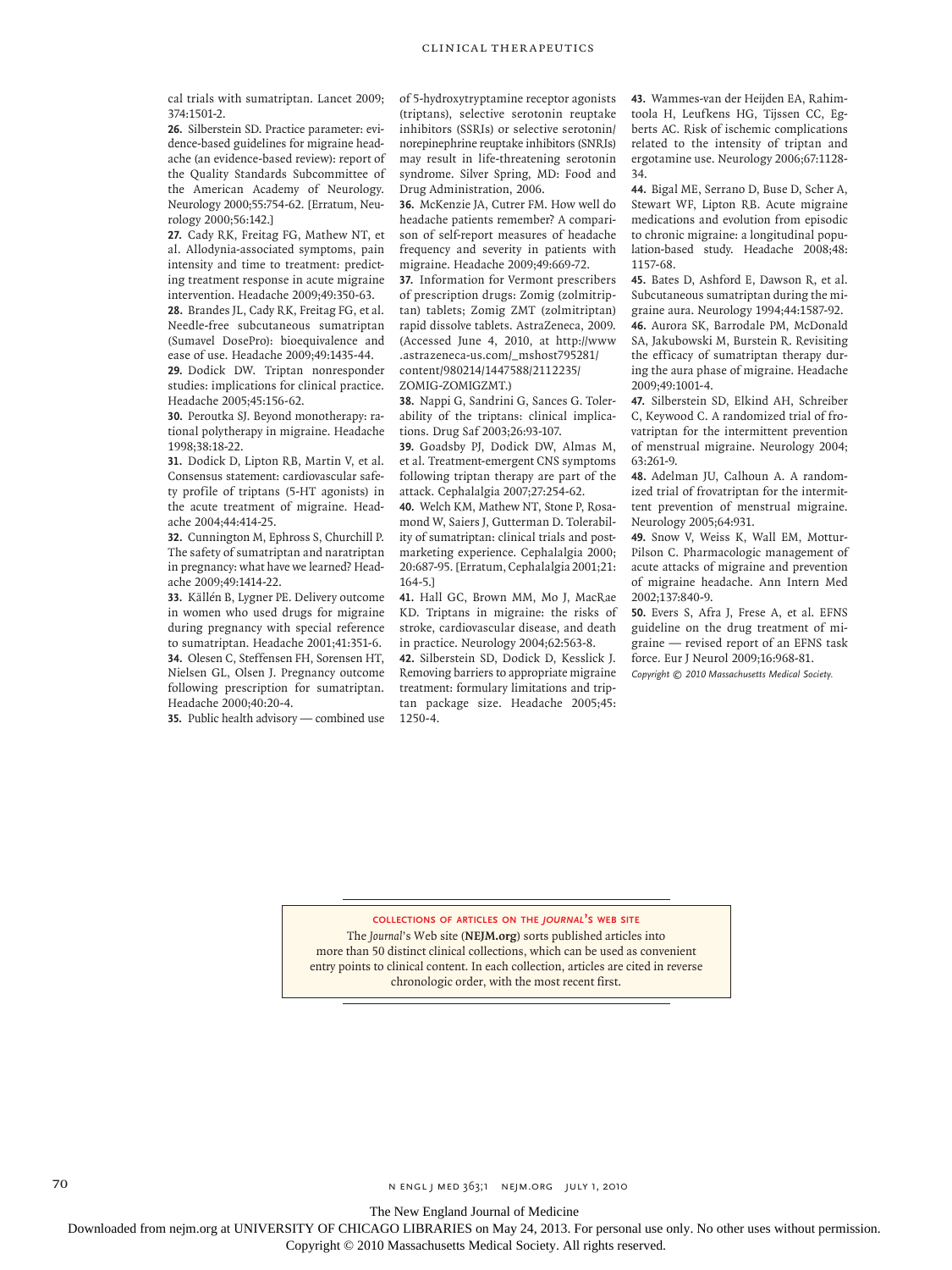cal trials with sumatriptan. Lancet 2009; 374:1501-2.

**26.** Silberstein SD. Practice parameter: evidence-based guidelines for migraine headache (an evidence-based review): report of the Quality Standards Subcommittee of the American Academy of Neurology. Neurology 2000;55:754-62. [Erratum, Neurology 2000;56:142.]

**27.** Cady RK, Freitag FG, Mathew NT, et al. Allodynia-associated symptoms, pain intensity and time to treatment: predicting treatment response in acute migraine intervention. Headache 2009;49:350-63.

**28.** Brandes JL, Cady RK, Freitag FG, et al. Needle-free subcutaneous sumatriptan (Sumavel DosePro): bioequivalence and ease of use. Headache 2009;49:1435-44.

**29.** Dodick DW. Triptan nonresponder studies: implications for clinical practice. Headache 2005;45:156-62.

**30.** Peroutka SJ. Beyond monotherapy: rational polytherapy in migraine. Headache 1998;38:18-22.

**31.** Dodick D, Lipton RB, Martin V, et al. Consensus statement: cardiovascular safety profile of triptans (5-HT agonists) in the acute treatment of migraine. Headache 2004;44:414-25.

**32.** Cunnington M, Ephross S, Churchill P. The safety of sumatriptan and naratriptan in pregnancy: what have we learned? Headache 2009;49:1414-22.

**33.** Källén B, Lygner PE. Delivery outcome in women who used drugs for migraine during pregnancy with special reference to sumatriptan. Headache 2001;41:351-6.

**34.** Olesen C, Steffensen FH, Sorensen HT, Nielsen GL, Olsen J. Pregnancy outcome following prescription for sumatriptan. Headache 2000;40:20-4.

**35.** Public health advisory — combined use of 5-hydroxytryptamine receptor agonists (triptans), selective serotonin reuptake inhibitors (SSRIs) or selective serotonin/norepinephrine reuptake inhibitors (SNRIs) may result in life-threatening serotonin syndrome. Silver Spring, MD: Food and Drug Administration, 2006.

**36.** McKenzie JA, Cutrer FM. How well do headache patients remember? A comparison of self-report measures of headache frequency and severity in patients with migraine. Headache 2009;49:669-72.

**37.** Information for Vermont prescribers of prescription drugs: Zomig (zolmitriptan) tablets; Zomig ZMT (zolmitriptan) rapid dissolve tablets. AstraZeneca, 2009. (Accessed June 4, 2010, at http://www.astrazeneca-us.com/_mshost795281/content/980214/1447588/2112235/ZOMIG-ZOMIGZMT.)

**38.** Nappi G, Sandrini G, Sances G. Tolerability of the triptans: clinical implications. Drug Saf 2003;26:93-107.

**39.** Goadsby PJ, Dodick DW, Almas M, et al. Treatment-emergent CNS symptoms following triptan therapy are part of the attack. Cephalalgia 2007;27:254-62.

**40.** Welch KM, Mathew NT, Stone P, Rosamond W, Saiers J, Gutterman D. Tolerability of sumatriptan: clinical trials and postmarketing experience. Cephalalgia 2000; 20:687-95. [Erratum, Cephalalgia 2001;21:164-5.]

**41.** Hall GC, Brown MM, Mo J, MacRae KD. Triptans in migraine: the risks of stroke, cardiovascular disease, and death in practice. Neurology 2004;62:563-8.

**42.** Silberstein SD, Dodick D, Kesslick J. Removing barriers to appropriate migraine treatment: formulary limitations and triptan package size. Headache 2005;45:1250-4.

**43.** Wammes-van der Heijden EA, Rahimtoola H, Leufkens HG, Tijssen CC, Egberts AC. Risk of ischemic complications related to the intensity of triptan and ergotamine use. Neurology 2006;67:1128-34.

**44.** Bigal ME, Serrano D, Buse D, Scher A, Stewart WF, Lipton RB. Acute migraine medications and evolution from episodic to chronic migraine: a longitudinal population-based study. Headache 2008;48:1157-68.

**45.** Bates D, Ashford E, Dawson R, et al. Subcutaneous sumatriptan during the migraine aura. Neurology 1994;44:1587-92.

**46.** Aurora SK, Barrodale PM, McDonald SA, Jakubowski M, Burstein R. Revisiting the efficacy of sumatriptan therapy during the aura phase of migraine. Headache 2009;49:1001-4.

**47.** Silberstein SD, Elkind AH, Schreiber C, Keywood C. A randomized trial of frovatriptan for the intermittent prevention of menstrual migraine. Neurology 2004; 63:261-9.

**48.** Adelman JU, Calhoun A. A randomized trial of frovatriptan for the intermittent prevention of menstrual migraine. Neurology 2005;64:931.

**49.** Snow V, Weiss K, Wall EM, Mottur-Pilson C. Pharmacologic management of acute attacks of migraine and prevention of migraine headache. Ann Intern Med 2002;137:840-9.

**50.** Evers S, Afra J, Frese A, et al. EFNS guideline on the drug treatment of migraine — revised report of an EFNS task force. Eur J Neurol 2009;16:968-81.

*Copyright © 2010 Massachusetts Medical Society.*

**COLLECTIONS OF ARTICLES ON THE *JOURNAL*'S WEB SITE**

The *Journal*'s Web site (**NEJM.org**) sorts published articles into more than 50 distinct clinical collections, which can be used as convenient entry points to clinical content. In each collection, articles are cited in reverse chronologic order, with the most recent first.